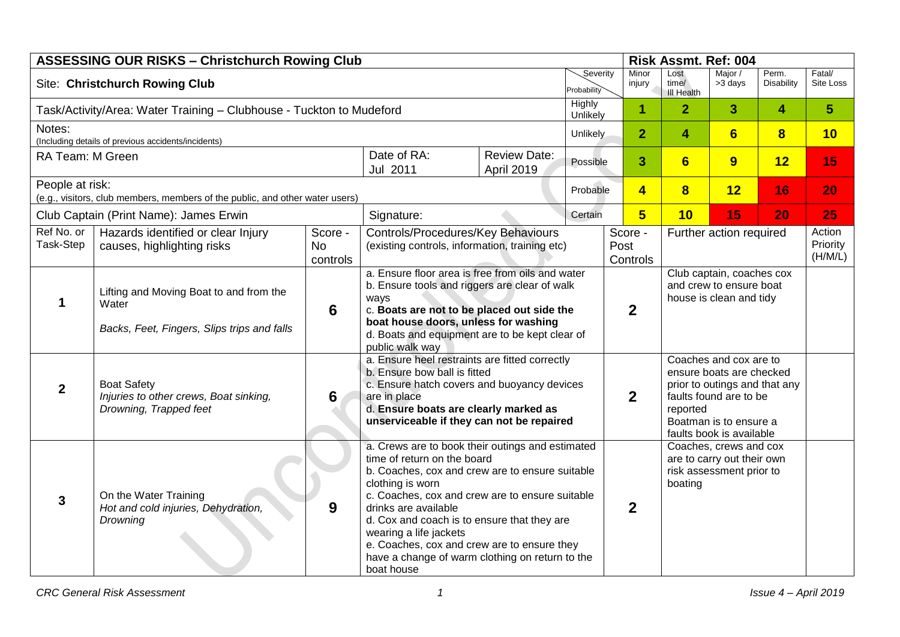| **ASSESSING OUR RISKS – Christchurch Rowing Club** | | | | | | **Risk Assmt. Ref: 004** | | | | |
|---|---|---|---|---|---|---|---|---|---|---|
| Site: **Christchurch Rowing Club** | | | | | Severity / Probability | Minor injury | Lost time/ Ill Health | Major / >3 days | Perm. Disability | Fatal/ Site Loss |
| Task/Activity/Area: Water Training – Clubhouse - Tuckton to Mudeford | | | | | Highly Unlikely | **1** | **2** | **3** | **4** | **5** |
| Notes: (Including details of previous accidents/incidents) | | | | | Unlikely | **2** | **4** | **6** | **8** | **10** |
| RA Team: M Green | | | Date of RA: Jul 2011 | Review Date: April 2019 | Possible | **3** | **6** | **9** | **12** | **15** |
| People at risk: (e.g., visitors, club members, members of the public, and other water users) | | | | | Probable | **4** | **8** | **12** | **16** | **20** |
| Club Captain (Print Name): James Erwin | | | Signature: | | Certain | **5** | **10** | **15** | **20** | **25** |

| Ref No. or Task-Step | Hazards identified or clear Injury causes, highlighting risks | Score - No controls | Controls/Procedures/Key Behaviours (existing controls, information, training etc) | Score - Post Controls | Further action required | Action Priority (H/M/L) |
|---|---|---|---|---|---|---|
| **1** | Lifting and Moving Boat to and from the Water<br>*Backs, Feet, Fingers, Slips trips and falls* | **6** | a. Ensure floor area is free from oils and water<br>b. Ensure tools and riggers are clear of walk ways<br>c. **Boats are not to be placed out side the boat house doors, unless for washing**<br>d. Boats and equipment are to be kept clear of public walk way | **2** | Club captain, coaches cox and crew to ensure boat house is clean and tidy | |
| **2** | Boat Safety<br>*Injuries to other crews, Boat sinking, Drowning, Trapped feet* | **6** | a. Ensure heel restraints are fitted correctly<br>b. Ensure bow ball is fitted<br>c. Ensure hatch covers and buoyancy devices are in place<br>d. **Ensure boats are clearly marked as unserviceable if they can not be repaired** | **2** | Coaches and cox are to ensure boats are checked prior to outings and that any faults found are to be reported<br>Boatman is to ensure a faults book is available | |
| **3** | On the Water Training<br>*Hot and cold injuries, Dehydration, Drowning* | **9** | a. Crews are to book their outings and estimated time of return on the board<br>b. Coaches, cox and crew are to ensure suitable clothing is worn<br>c. Coaches, cox and crew are to ensure suitable drinks are available<br>d. Cox and coach is to ensure that they are wearing a life jackets<br>e. Coaches, cox and crew are to ensure they have a change of warm clothing on return to the boat house | **2** | Coaches, crews and cox are to carry out their own risk assessment prior to boating | |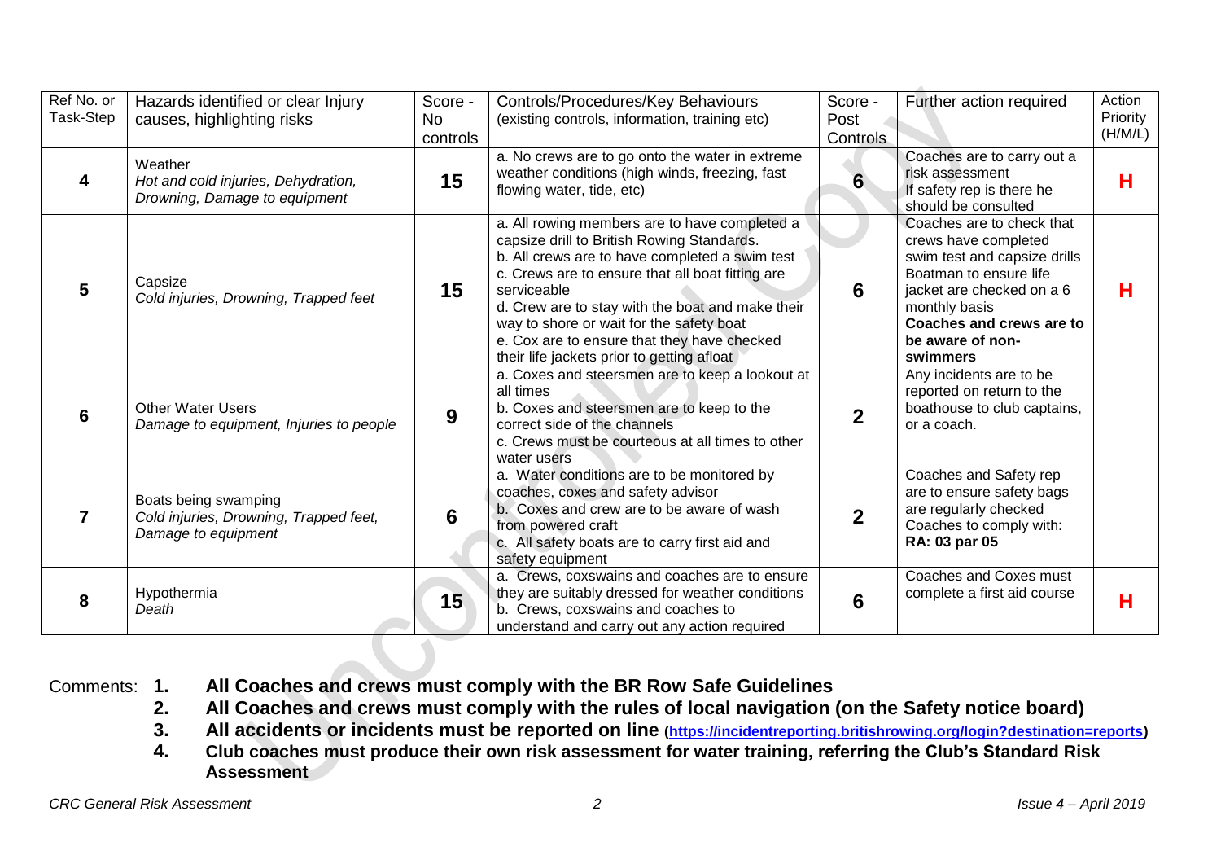| Ref No. or Task-Step | Hazards identified or clear Injury causes, highlighting risks | Score - No controls | Controls/Procedures/Key Behaviours (existing controls, information, training etc) | Score - Post Controls | Further action required | Action Priority (H/M/L) |
|---|---|---|---|---|---|---|
| **4** | Weather<br>*Hot and cold injuries, Dehydration, Drowning, Damage to equipment* | **15** | a. No crews are to go onto the water in extreme weather conditions (high winds, freezing, fast flowing water, tide, etc) | **6** | Coaches are to carry out a risk assessment<br>If safety rep is there he should be consulted | **H** |
| **5** | Capsize<br>*Cold injuries, Drowning, Trapped feet* | **15** | a. All rowing members are to have completed a capsize drill to British Rowing Standards.<br>b. All crews are to have completed a swim test<br>c. Crews are to ensure that all boat fitting are serviceable<br>d. Crew are to stay with the boat and make their way to shore or wait for the safety boat<br>e. Cox are to ensure that they have checked their life jackets prior to getting afloat | **6** | Coaches are to check that crews have completed swim test and capsize drills<br>Boatman to ensure life jacket are checked on a 6 monthly basis<br>**Coaches and crews are to be aware of non-swimmers** | **H** |
| **6** | Other Water Users<br>*Damage to equipment, Injuries to people* | **9** | a. Coxes and steersmen are to keep a lookout at all times<br>b. Coxes and steersmen are to keep to the correct side of the channels<br>c. Crews must be courteous at all times to other water users | **2** | Any incidents are to be reported on return to the boathouse to club captains, or a coach. | |
| **7** | Boats being swamping<br>*Cold injuries, Drowning, Trapped feet, Damage to equipment* | **6** | a. Water conditions are to be monitored by coaches, coxes and safety advisor<br>b. Coxes and crew are to be aware of wash from powered craft<br>c. All safety boats are to carry first aid and safety equipment | **2** | Coaches and Safety rep are to ensure safety bags are regularly checked<br>Coaches to comply with: **RA: 03 par 05** | |
| **8** | Hypothermia<br>*Death* | **15** | a. Crews, coxswains and coaches are to ensure they are suitably dressed for weather conditions<br>b. Crews, coxswains and coaches to understand and carry out any action required | **6** | Coaches and Coxes must complete a first aid course | **H** |

Comments:

1. **All Coaches and crews must comply with the BR Row Safe Guidelines**
2. **All Coaches and crews must comply with the rules of local navigation (on the Safety notice board)**
3. **All accidents or incidents must be reported on line (https://incidentreporting.britishrowing.org/login?destination=reports)**
4. **Club coaches must produce their own risk assessment for water training, referring the Club's Standard Risk Assessment**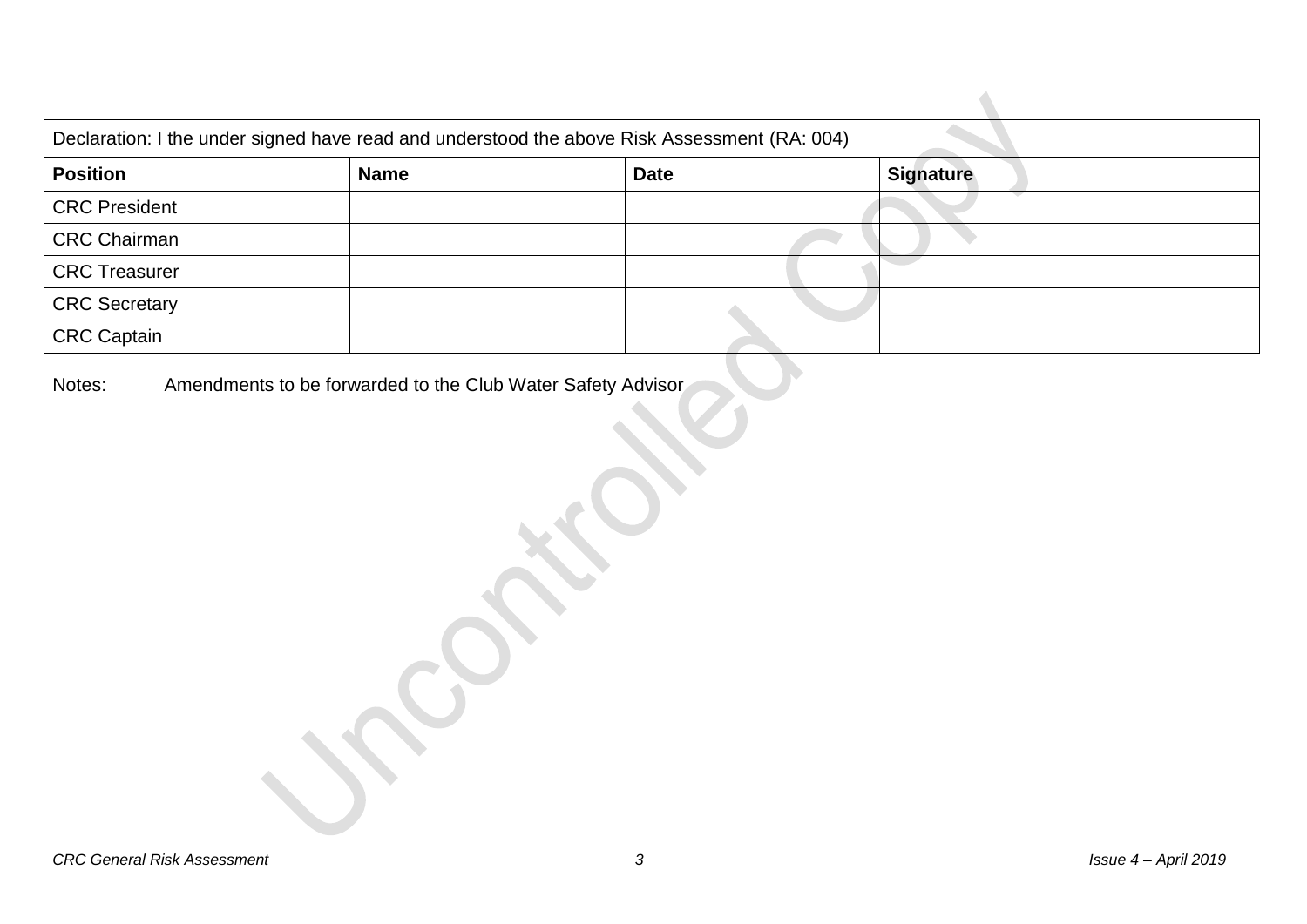| Declaration: I the under signed have read and understood the above Risk Assessment (RA: 004) | | | |
|---|---|---|---|
| **Position** | **Name** | **Date** | **Signature** |
| CRC President | | | |
| CRC Chairman | | | |
| CRC Treasurer | | | |
| CRC Secretary | | | |
| CRC Captain | | | |

Notes: Amendments to be forwarded to the Club Water Safety Advisor

Uncontrolled Copy